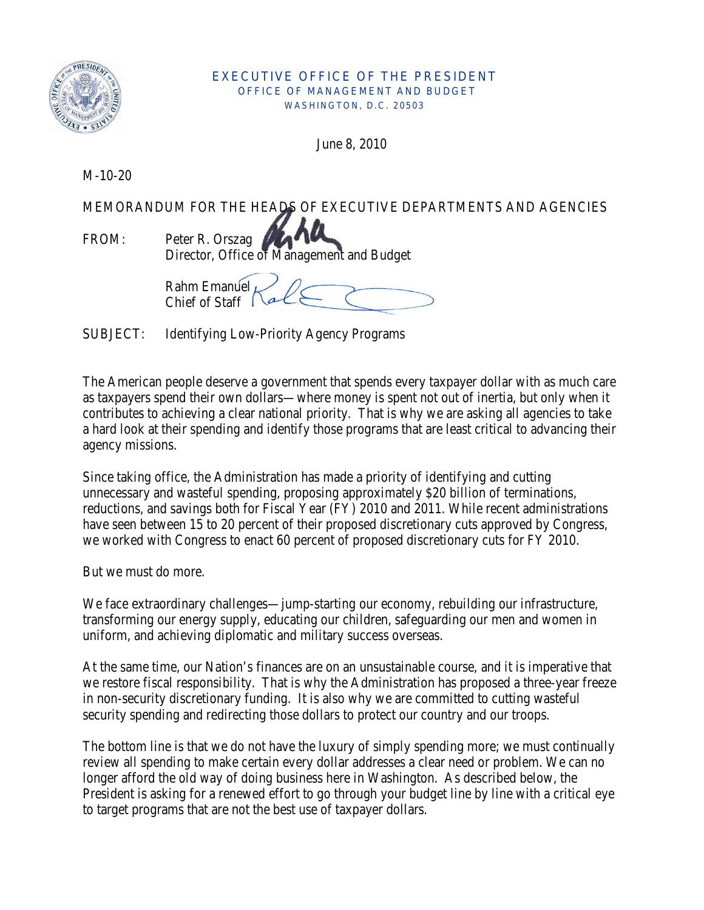EXECUTIVE OFFICE OF THE PRESIDENT
OFFICE OF MANAGEMENT AND BUDGET
WASHINGTON, D.C. 20503

June 8, 2010

M-10-20

MEMORANDUM FOR THE HEADS OF EXECUTIVE DEPARTMENTS AND AGENCIES

FROM: Peter R. Orszag
Director, Office of Management and Budget

Rahm Emanuel
Chief of Staff

SUBJECT: Identifying Low-Priority Agency Programs

The American people deserve a government that spends every taxpayer dollar with as much care as taxpayers spend their own dollars—where money is spent not out of inertia, but only when it contributes to achieving a clear national priority. That is why we are asking all agencies to take a hard look at their spending and identify those programs that are least critical to advancing their agency missions.

Since taking office, the Administration has made a priority of identifying and cutting unnecessary and wasteful spending, proposing approximately $20 billion of terminations, reductions, and savings both for Fiscal Year (FY) 2010 and 2011. While recent administrations have seen between 15 to 20 percent of their proposed discretionary cuts approved by Congress, we worked with Congress to enact 60 percent of proposed discretionary cuts for FY 2010.

But we must do more.

We face extraordinary challenges—jump-starting our economy, rebuilding our infrastructure, transforming our energy supply, educating our children, safeguarding our men and women in uniform, and achieving diplomatic and military success overseas.

At the same time, our Nation's finances are on an unsustainable course, and it is imperative that we restore fiscal responsibility. That is why the Administration has proposed a three-year freeze in non-security discretionary funding. It is also why we are committed to cutting wasteful security spending and redirecting those dollars to protect our country and our troops.

The bottom line is that we do not have the luxury of simply spending more; we must continually review all spending to make certain every dollar addresses a clear need or problem. We can no longer afford the old way of doing business here in Washington. As described below, the President is asking for a renewed effort to go through your budget line by line with a critical eye to target programs that are not the best use of taxpayer dollars.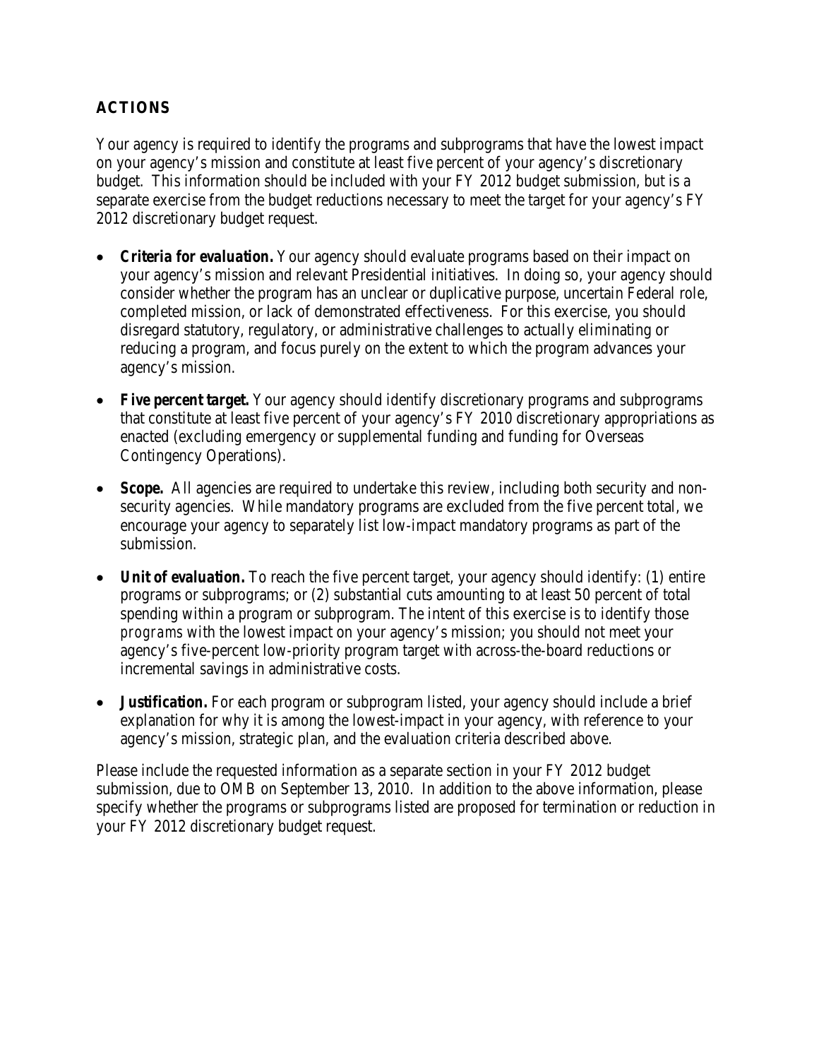## ACTIONS

Your agency is required to identify the programs and subprograms that have the lowest impact on your agency's mission and constitute at least five percent of your agency's discretionary budget. This information should be included with your FY 2012 budget submission, but is a separate exercise from the budget reductions necessary to meet the target for your agency's FY 2012 discretionary budget request.

- ***Criteria for evaluation.*** Your agency should evaluate programs based on their impact on your agency's mission and relevant Presidential initiatives. In doing so, your agency should consider whether the program has an unclear or duplicative purpose, uncertain Federal role, completed mission, or lack of demonstrated effectiveness. For this exercise, you should disregard statutory, regulatory, or administrative challenges to actually eliminating or reducing a program, and focus purely on the extent to which the program advances your agency's mission.
- ***Five percent target.*** Your agency should identify discretionary programs and subprograms that constitute at least five percent of your agency's FY 2010 discretionary appropriations as enacted (excluding emergency or supplemental funding and funding for Overseas Contingency Operations).
- ***Scope.*** All agencies are required to undertake this review, including both security and non-security agencies. While mandatory programs are excluded from the five percent total, we encourage your agency to separately list low-impact mandatory programs as part of the submission.
- ***Unit of evaluation.*** To reach the five percent target, your agency should identify: (1) entire programs or subprograms; or (2) substantial cuts amounting to at least 50 percent of total spending within a program or subprogram. The intent of this exercise is to identify those *programs* with the lowest impact on your agency's mission; you should not meet your agency's five-percent low-priority program target with across-the-board reductions or incremental savings in administrative costs.
- ***Justification.*** For each program or subprogram listed, your agency should include a brief explanation for why it is among the lowest-impact in your agency, with reference to your agency's mission, strategic plan, and the evaluation criteria described above.

Please include the requested information as a separate section in your FY 2012 budget submission, due to OMB on September 13, 2010. In addition to the above information, please specify whether the programs or subprograms listed are proposed for termination or reduction in your FY 2012 discretionary budget request.